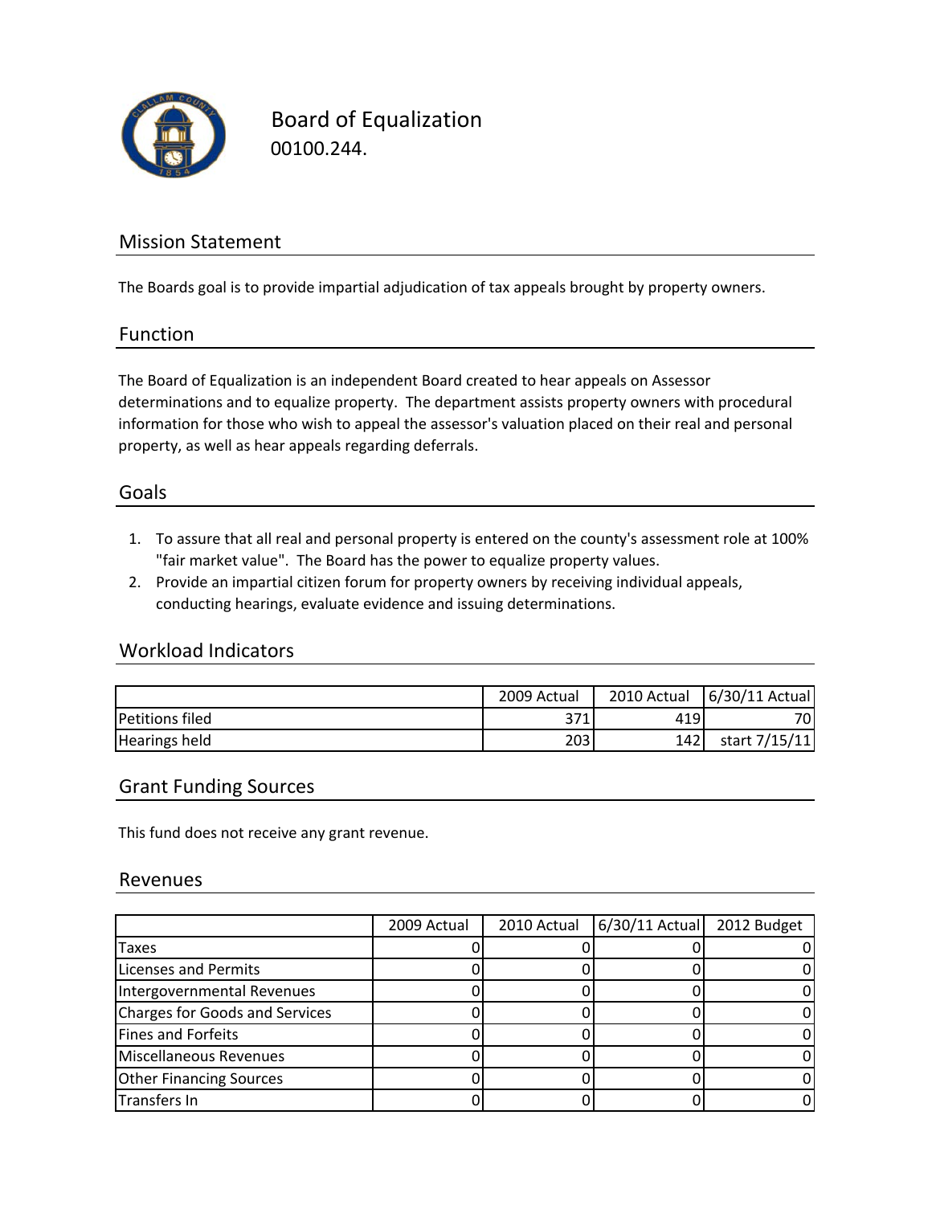# Board of Equalization

00100.244.

## Mission Statement

The Boards goal is to provide impartial adjudication of tax appeals brought by property owners.

## Function

The Board of Equalization is an independent Board created to hear appeals on Assessor determinations and to equalize property. The department assists property owners with procedural information for those who wish to appeal the assessor's valuation placed on their real and personal property, as well as hear appeals regarding deferrals.

## Goals

1. To assure that all real and personal property is entered on the county's assessment role at 100% "fair market value". The Board has the power to equalize property values.
2. Provide an impartial citizen forum for property owners by receiving individual appeals, conducting hearings, evaluate evidence and issuing determinations.

## Workload Indicators

| | 2009 Actual | 2010 Actual | 6/30/11 Actual |
|---|---|---|---|
| Petitions filed | 371 | 419 | 70 |
| Hearings held | 203 | 142 | start 7/15/11 |

## Grant Funding Sources

This fund does not receive any grant revenue.

## Revenues

| | 2009 Actual | 2010 Actual | 6/30/11 Actual | 2012 Budget |
|---|---|---|---|---|
| Taxes | 0 | 0 | 0 | 0 |
| Licenses and Permits | 0 | 0 | 0 | 0 |
| Intergovernmental Revenues | 0 | 0 | 0 | 0 |
| Charges for Goods and Services | 0 | 0 | 0 | 0 |
| Fines and Forfeits | 0 | 0 | 0 | 0 |
| Miscellaneous Revenues | 0 | 0 | 0 | 0 |
| Other Financing Sources | 0 | 0 | 0 | 0 |
| Transfers In | 0 | 0 | 0 | 0 |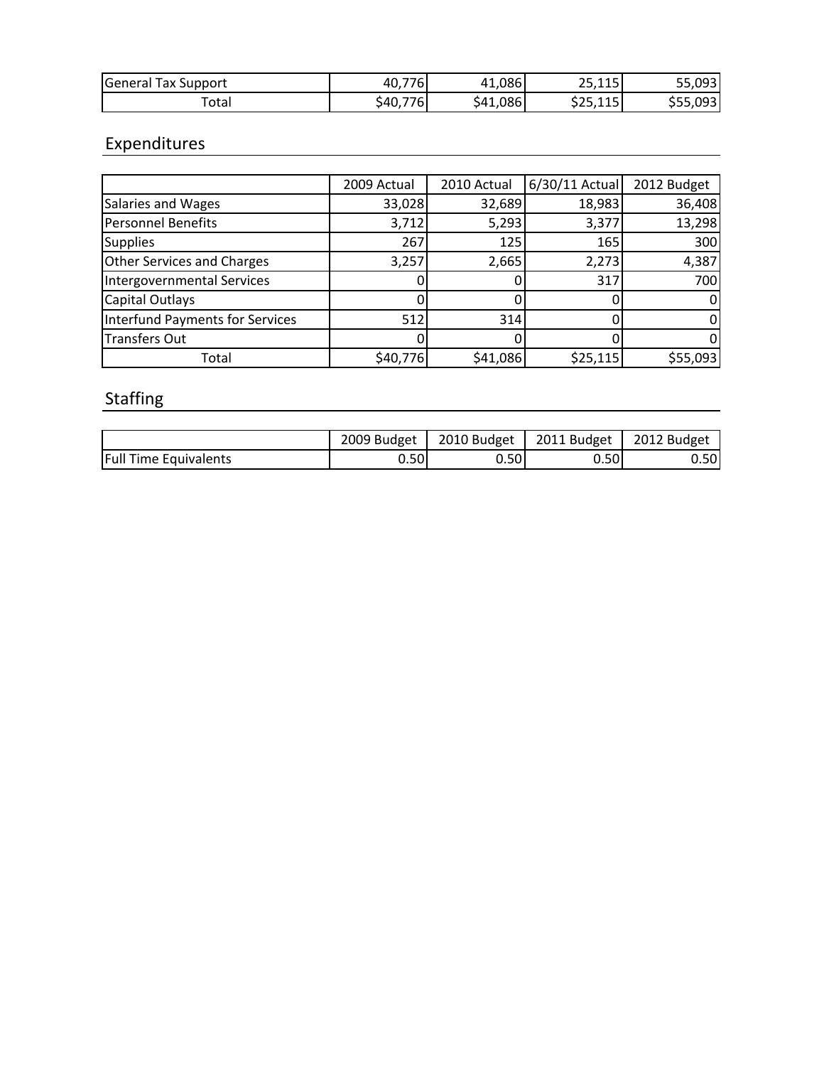| | | | | |
|---|---|---|---|---|
| General Tax Support | 40,776 | 41,086 | 25,115 | 55,093 |
| Total | $40,776 | $41,086 | $25,115 | $55,093 |

## Expenditures

| | 2009 Actual | 2010 Actual | 6/30/11 Actual | 2012 Budget |
|---|---|---|---|---|
| Salaries and Wages | 33,028 | 32,689 | 18,983 | 36,408 |
| Personnel Benefits | 3,712 | 5,293 | 3,377 | 13,298 |
| Supplies | 267 | 125 | 165 | 300 |
| Other Services and Charges | 3,257 | 2,665 | 2,273 | 4,387 |
| Intergovernmental Services | 0 | 0 | 317 | 700 |
| Capital Outlays | 0 | 0 | 0 | 0 |
| Interfund Payments for Services | 512 | 314 | 0 | 0 |
| Transfers Out | 0 | 0 | 0 | 0 |
| Total | $40,776 | $41,086 | $25,115 | $55,093 |

## Staffing

| | 2009 Budget | 2010 Budget | 2011 Budget | 2012 Budget |
|---|---|---|---|---|
| Full Time Equivalents | 0.50 | 0.50 | 0.50 | 0.50 |